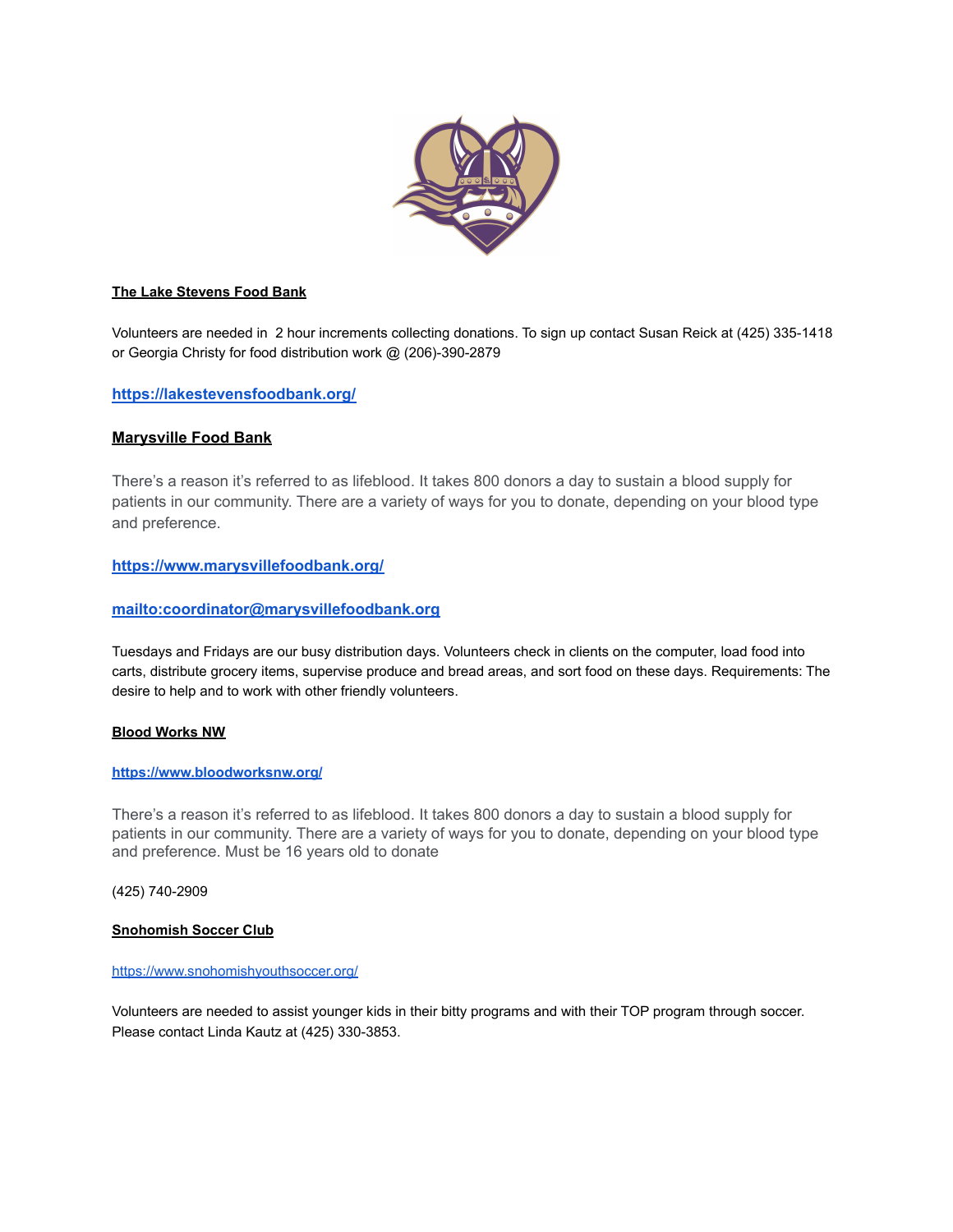**The Lake Stevens Food Bank**

Volunteers are needed in  2 hour increments collecting donations. To sign up contact Susan Reick at (425) 335-1418 or Georgia Christy for food distribution work @ (206)-390-2879

**https://lakestevensfoodbank.org/**

**Marysville Food Bank**

There's a reason it's referred to as lifeblood. It takes 800 donors a day to sustain a blood supply for patients in our community. There are a variety of ways for you to donate, depending on your blood type and preference.

**https://www.marysvillefoodbank.org/**

**mailto:coordinator@marysvillefoodbank.org**

Tuesdays and Fridays are our busy distribution days. Volunteers check in clients on the computer, load food into carts, distribute grocery items, supervise produce and bread areas, and sort food on these days. Requirements: The desire to help and to work with other friendly volunteers.

**Blood Works NW**

**https://www.bloodworksnw.org/**

There's a reason it's referred to as lifeblood. It takes 800 donors a day to sustain a blood supply for patients in our community. There are a variety of ways for you to donate, depending on your blood type and preference. Must be 16 years old to donate

(425) 740-2909

**Snohomish Soccer Club**

https://www.snohomishyouthsoccer.org/

Volunteers are needed to assist younger kids in their bitty programs and with their TOP program through soccer. Please contact Linda Kautz at (425) 330-3853.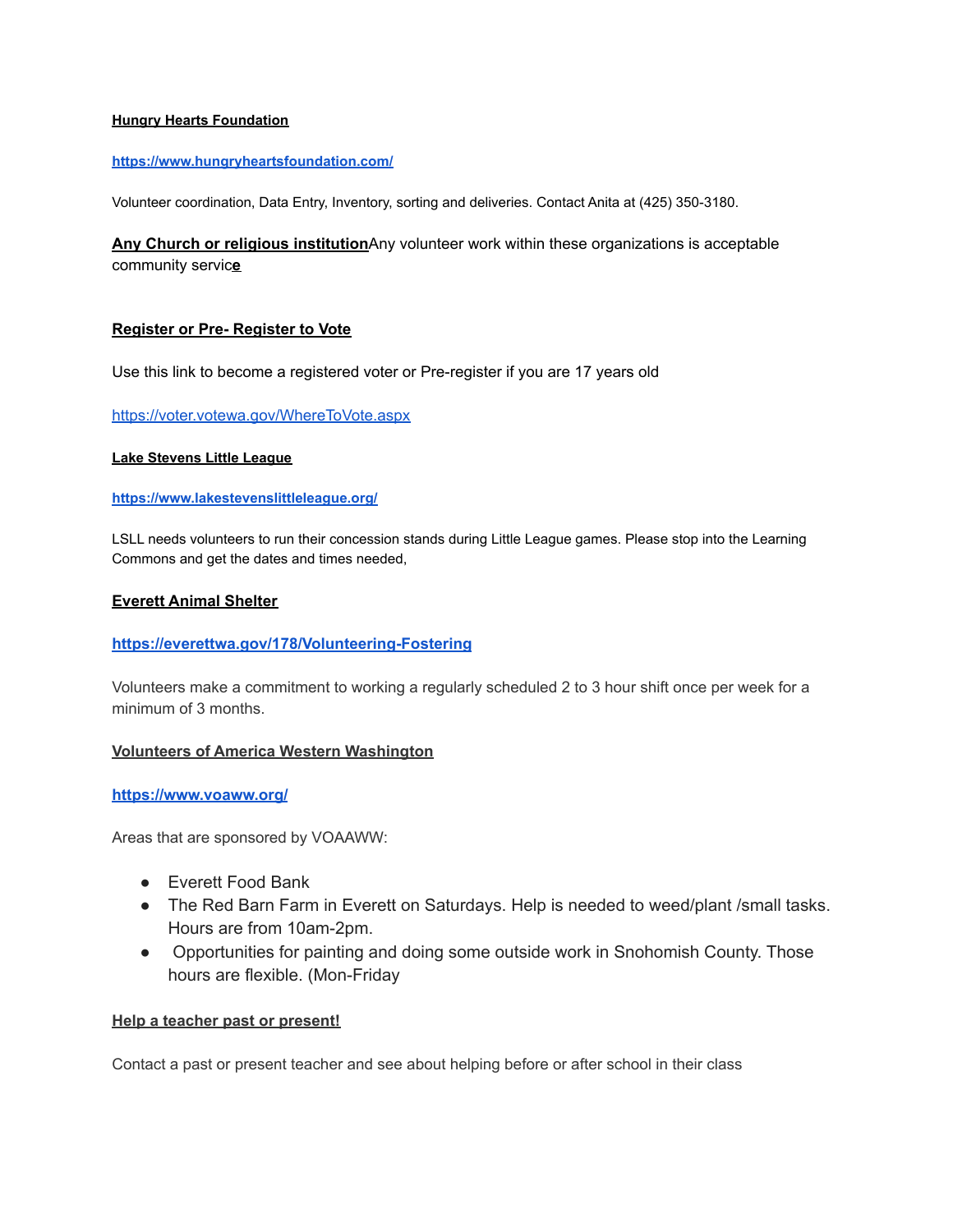**Hungry Hearts Foundation**

**https://www.hungryheartsfoundation.com/**

Volunteer coordination, Data Entry, Inventory, sorting and deliveries. Contact Anita at (425) 350-3180.

**Any Church or religious institution** Any volunteer work within these organizations is acceptable community service

**Register or Pre- Register to Vote**

Use this link to become a registered voter or Pre-register if you are 17 years old

https://voter.votewa.gov/WhereToVote.aspx

**Lake Stevens Little League**

**https://www.lakestevenslittleleague.org/**

LSLL needs volunteers to run their concession stands during Little League games. Please stop into the Learning Commons and get the dates and times needed,

**Everett Animal Shelter**

**https://everettwa.gov/178/Volunteering-Fostering**

Volunteers make a commitment to working a regularly scheduled 2 to 3 hour shift once per week for a minimum of 3 months.

**Volunteers of America Western Washington**

**https://www.voaww.org/**

Areas that are sponsored by VOAAWW:

- Everett Food Bank
- The Red Barn Farm in Everett on Saturdays. Help is needed to weed/plant /small tasks. Hours are from 10am-2pm.
- Opportunities for painting and doing some outside work in Snohomish County. Those hours are flexible. (Mon-Friday

**Help a teacher past or present!**

Contact a past or present teacher and see about helping before or after school in their class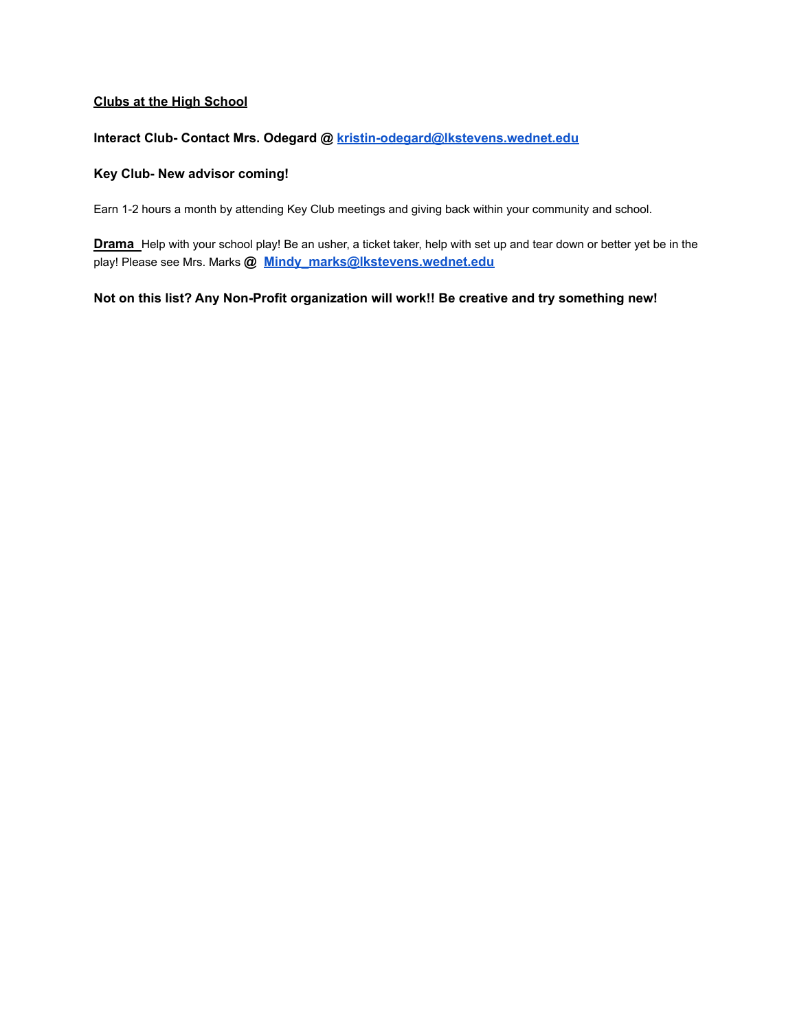**Clubs at the High School**

**Interact Club- Contact Mrs. Odegard @ kristin-odegard@lkstevens.wednet.edu**

**Key Club- New advisor coming!**

Earn 1-2 hours a month by attending Key Club meetings and giving back within your community and school.

**Drama** Help with your school play! Be an usher, a ticket taker, help with set up and tear down or better yet be in the play! Please see Mrs. Marks **@ Mindy_marks@lkstevens.wednet.edu**

**Not on this list? Any Non-Profit organization will work!! Be creative and try something new!**